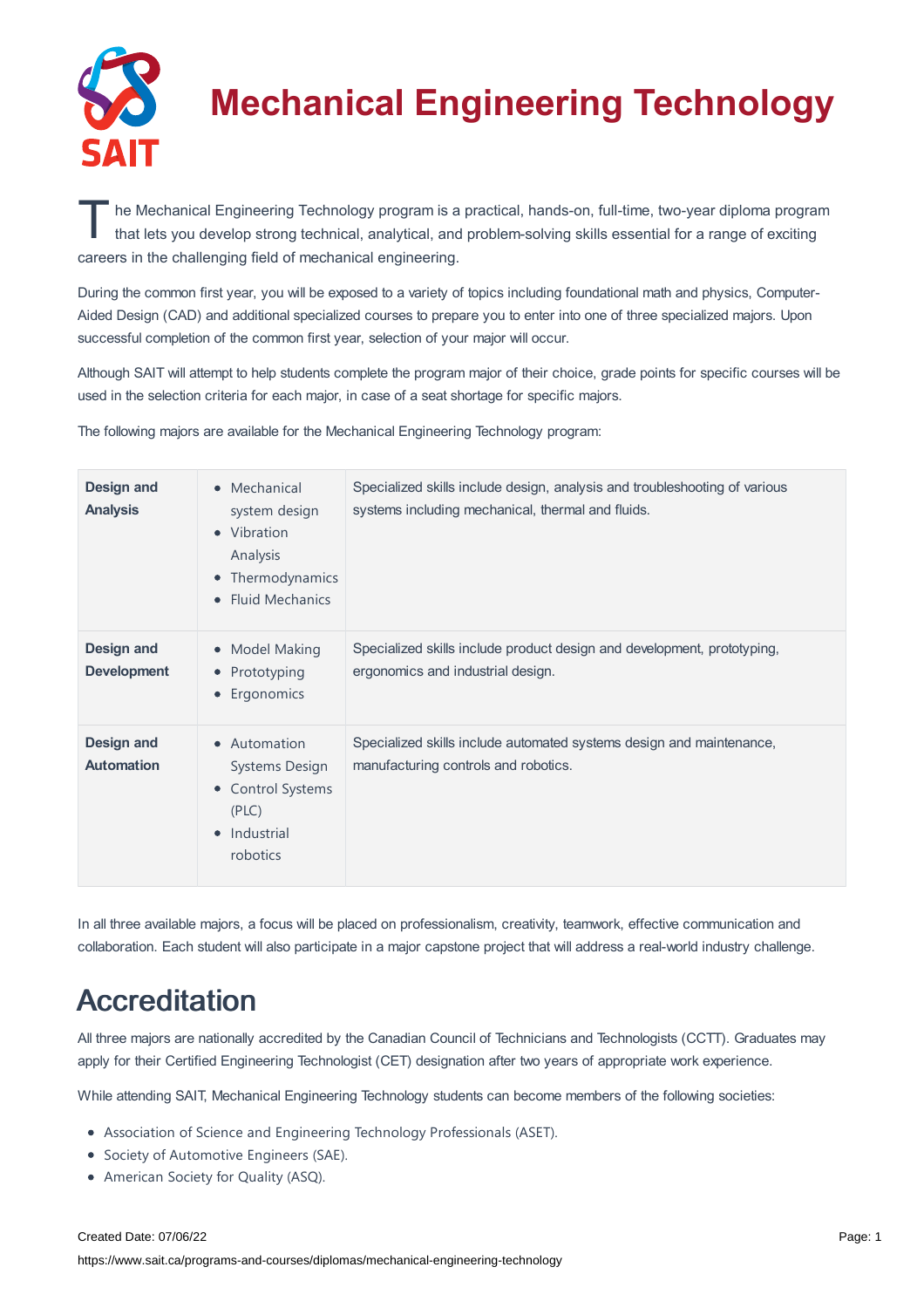# Mechanical Engineering Technology

The Mechanical Engineering Technology program is a practical, hands-on, full-time, two-year diploma program that lets you develop strong technical, analytical, and problem-solving skills essential for a range of exciting careers in the challenging field of mechanical engineering.

During the common first year, you will be exposed to a variety of topics including foundational math and physics, Computer-Aided Design (CAD) and additional specialized courses to prepare you to enter into one of three specialized majors. Upon successful completion of the common first year, selection of your major will occur.

Although SAIT will attempt to help students complete the program major of their choice, grade points for specific courses will be used in the selection criteria for each major, in case of a seat shortage for specific majors.

The following majors are available for the Mechanical Engineering Technology program:

| Major | Courses | Description |
| --- | --- | --- |
| **Design and Analysis** | • Mechanical system design<br>• Vibration Analysis<br>• Thermodynamics<br>• Fluid Mechanics | Specialized skills include design, analysis and troubleshooting of various systems including mechanical, thermal and fluids. |
| **Design and Development** | • Model Making<br>• Prototyping<br>• Ergonomics | Specialized skills include product design and development, prototyping, ergonomics and industrial design. |
| **Design and Automation** | • Automation Systems Design<br>• Control Systems (PLC)<br>• Industrial robotics | Specialized skills include automated systems design and maintenance, manufacturing controls and robotics. |

In all three available majors, a focus will be placed on professionalism, creativity, teamwork, effective communication and collaboration. Each student will also participate in a major capstone project that will address a real-world industry challenge.

## Accreditation

All three majors are nationally accredited by the Canadian Council of Technicians and Technologists (CCTT). Graduates may apply for their Certified Engineering Technologist (CET) designation after two years of appropriate work experience.

While attending SAIT, Mechanical Engineering Technology students can become members of the following societies:

- Association of Science and Engineering Technology Professionals (ASET).
- Society of Automotive Engineers (SAE).
- American Society for Quality (ASQ).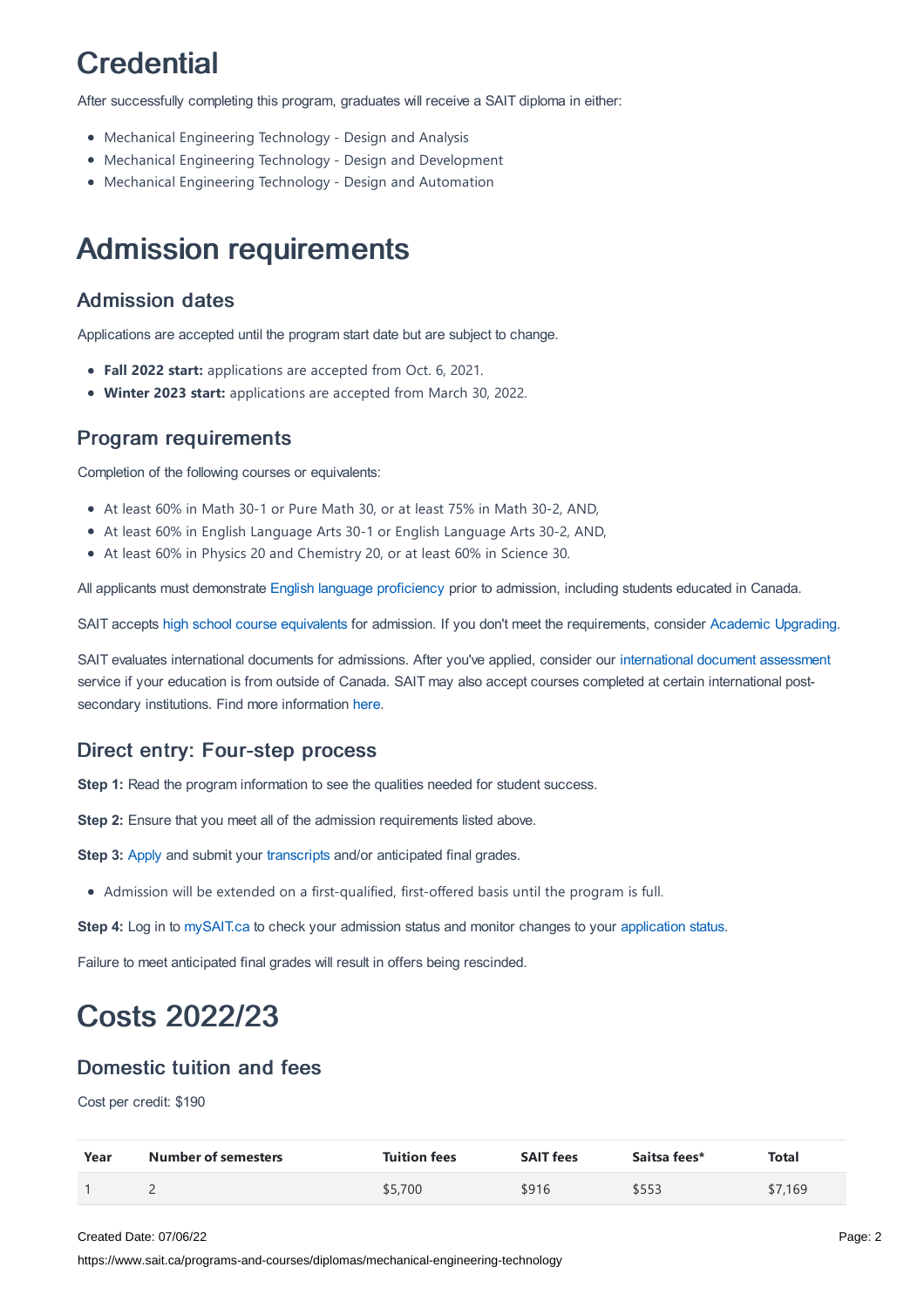# Credential

After successfully completing this program, graduates will receive a SAIT diploma in either:

- Mechanical Engineering Technology - Design and Analysis
- Mechanical Engineering Technology - Design and Development
- Mechanical Engineering Technology - Design and Automation

# Admission requirements

## Admission dates

Applications are accepted until the program start date but are subject to change.

- **Fall 2022 start:** applications are accepted from Oct. 6, 2021.
- **Winter 2023 start:** applications are accepted from March 30, 2022.

## Program requirements

Completion of the following courses or equivalents:

- At least 60% in Math 30-1 or Pure Math 30, or at least 75% in Math 30-2, AND,
- At least 60% in English Language Arts 30-1 or English Language Arts 30-2, AND,
- At least 60% in Physics 20 and Chemistry 20, or at least 60% in Science 30.

All applicants must demonstrate English language proficiency prior to admission, including students educated in Canada.

SAIT accepts high school course equivalents for admission. If you don't meet the requirements, consider Academic Upgrading.

SAIT evaluates international documents for admissions. After you've applied, consider our international document assessment service if your education is from outside of Canada. SAIT may also accept courses completed at certain international post-secondary institutions. Find more information here.

## Direct entry: Four-step process

**Step 1:** Read the program information to see the qualities needed for student success.

**Step 2:** Ensure that you meet all of the admission requirements listed above.

**Step 3:** Apply and submit your transcripts and/or anticipated final grades.

- Admission will be extended on a first-qualified, first-offered basis until the program is full.

**Step 4:** Log in to mySAIT.ca to check your admission status and monitor changes to your application status.

Failure to meet anticipated final grades will result in offers being rescinded.

# Costs 2022/23

## Domestic tuition and fees

Cost per credit: $190

| Year | Number of semesters | Tuition fees | SAIT fees | Saitsa fees* | Total |
|---|---|---|---|---|---|
| 1 | 2 | $5,700 | $916 | $553 | $7,169 |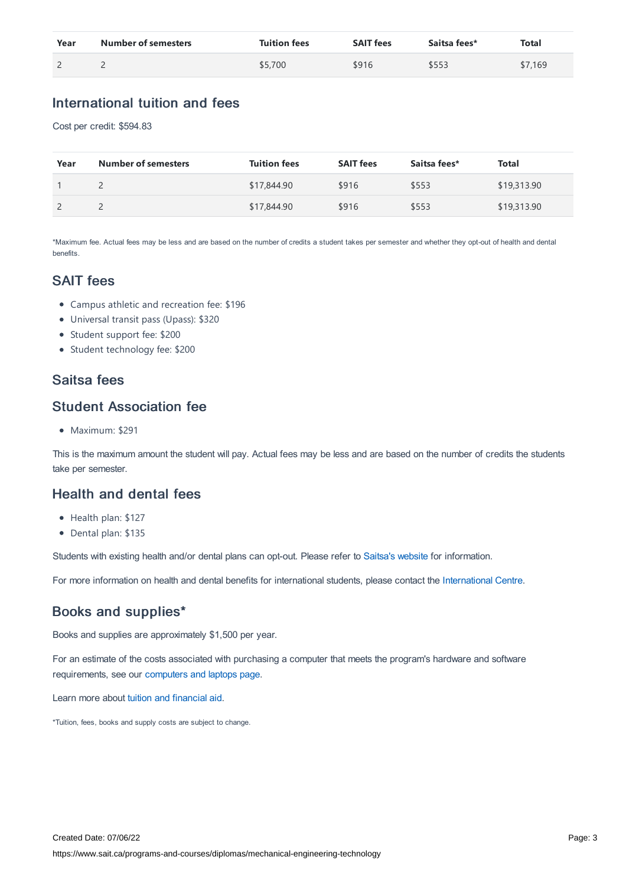| Year | Number of semesters | Tuition fees | SAIT fees | Saitsa fees* | Total |
| --- | --- | --- | --- | --- | --- |
| 2 | 2 | $5,700 | $916 | $553 | $7,169 |

## International tuition and fees

Cost per credit: $594.83

| Year | Number of semesters | Tuition fees | SAIT fees | Saitsa fees* | Total |
| --- | --- | --- | --- | --- | --- |
| 1 | 2 | $17,844.90 | $916 | $553 | $19,313.90 |
| 2 | 2 | $17,844.90 | $916 | $553 | $19,313.90 |

*Maximum fee. Actual fees may be less and are based on the number of credits a student takes per semester and whether they opt-out of health and dental benefits.

## SAIT fees

- Campus athletic and recreation fee: $196
- Universal transit pass (Upass): $320
- Student support fee: $200
- Student technology fee: $200

## Saitsa fees

## Student Association fee

- Maximum: $291

This is the maximum amount the student will pay. Actual fees may be less and are based on the number of credits the students take per semester.

## Health and dental fees

- Health plan: $127
- Dental plan: $135

Students with existing health and/or dental plans can opt-out. Please refer to Saitsa's website for information.

For more information on health and dental benefits for international students, please contact the International Centre.

## Books and supplies*

Books and supplies are approximately $1,500 per year.

For an estimate of the costs associated with purchasing a computer that meets the program's hardware and software requirements, see our computers and laptops page.

Learn more about tuition and financial aid.

*Tuition, fees, books and supply costs are subject to change.